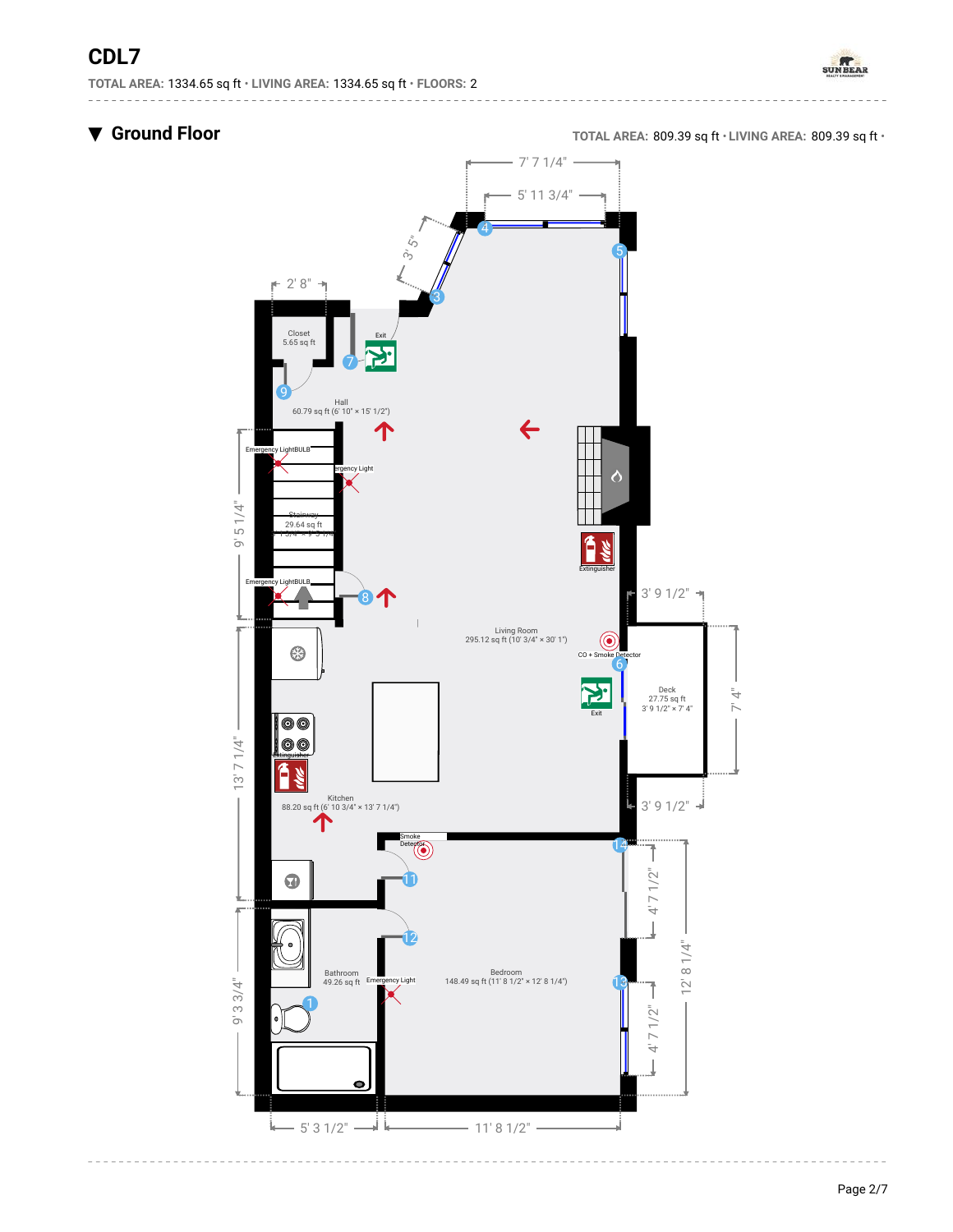# CDL7

TOTAL AREA: 1334.65 sq ft • LIVING AREA: 1334.65 sq ft • FLOORS: 2

## ▼ Ground Floor

TOTAL AREA: 809.39 sq ft • LIVING AREA: 809.39 sq ft •

7' 7 1/4"

5' 11 3/4"

3' 5"

2' 8"

Closet
5.65 sq ft

Exit

Hall
60.79 sq ft (6' 10" × 15' 1/2")

Emergency LightBULB

Emergency Light

Stairway
29.64 sq ft

9' 5 1/4"

Emergency LightBULB

Extinguisher

3' 9 1/2"

Living Room
295.12 sq ft (10' 3/4" × 30' 1")

CO + Smoke Detector

Deck
27.75 sq ft
3' 9 1/2" × 7' 4"

7' 4"

Exit

13' 7 1/4"

Extinguisher

Kitchen
88.20 sq ft (6' 10 3/4" × 13' 7 1/4")

3' 9 1/2"

Smoke Detector

4' 7 1/2"

12' 8 1/4"

Bathroom
49.26 sq ft

Emergency Light

Bedroom
148.49 sq ft (11' 8 1/2" × 12' 8 1/4")

9' 3 3/4"

4' 7 1/2"

5' 3 1/2"

11' 8 1/2"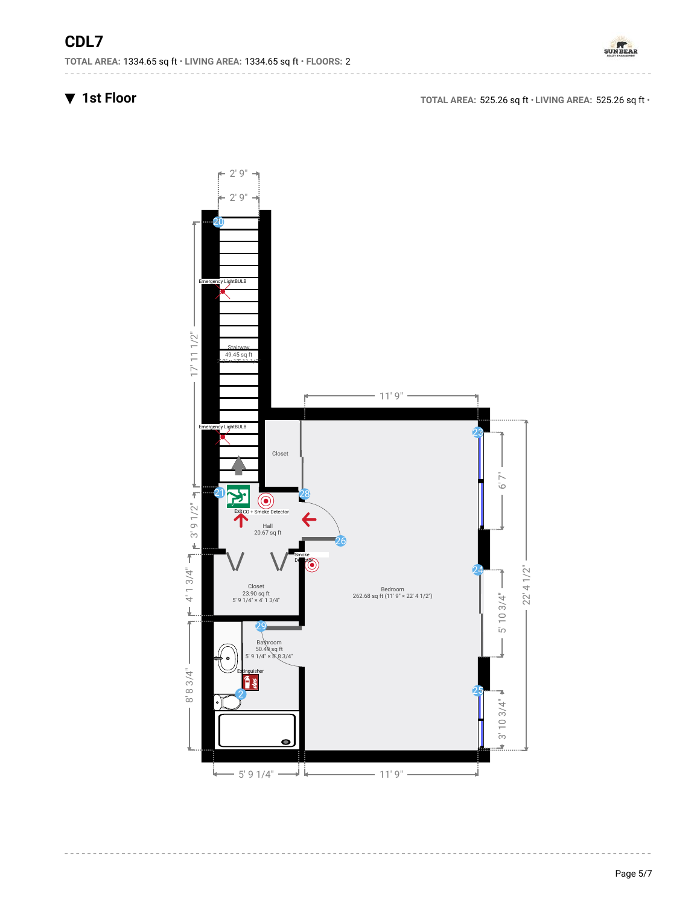# CDL7

TOTAL AREA: 1334.65 sq ft • LIVING AREA: 1334.65 sq ft • FLOORS: 2

## ▼ 1st Floor

TOTAL AREA: 525.26 sq ft • LIVING AREA: 525.26 sq ft •

2' 9"
2' 9"
20
Emergency LightBULB
17' 11 1/2"
Stairway
49.45 sq ft
2' 9" × 17' 11 1/2"
11' 9"
Emergency LightBULB
Closet
23
6' 7"
21
28
Exit
CO + Smoke Detector
3' 9 1/2"
Hall
20.67 sq ft
26
Smoke Detector
4' 1 3/4"
Closet
23.90 sq ft
5' 9 1/4" × 4' 1 3/4"
24
Bedroom
262.68 sq ft (11' 9" × 22' 4 1/2")
22' 4 1/2"
5' 10 3/4"
29
Bathroom
50.49 sq ft
5' 9 1/4" × 8' 8 3/4"
8' 8 3/4"
Extinguisher
2
25
3' 10 3/4"
5' 9 1/4"
11' 9"